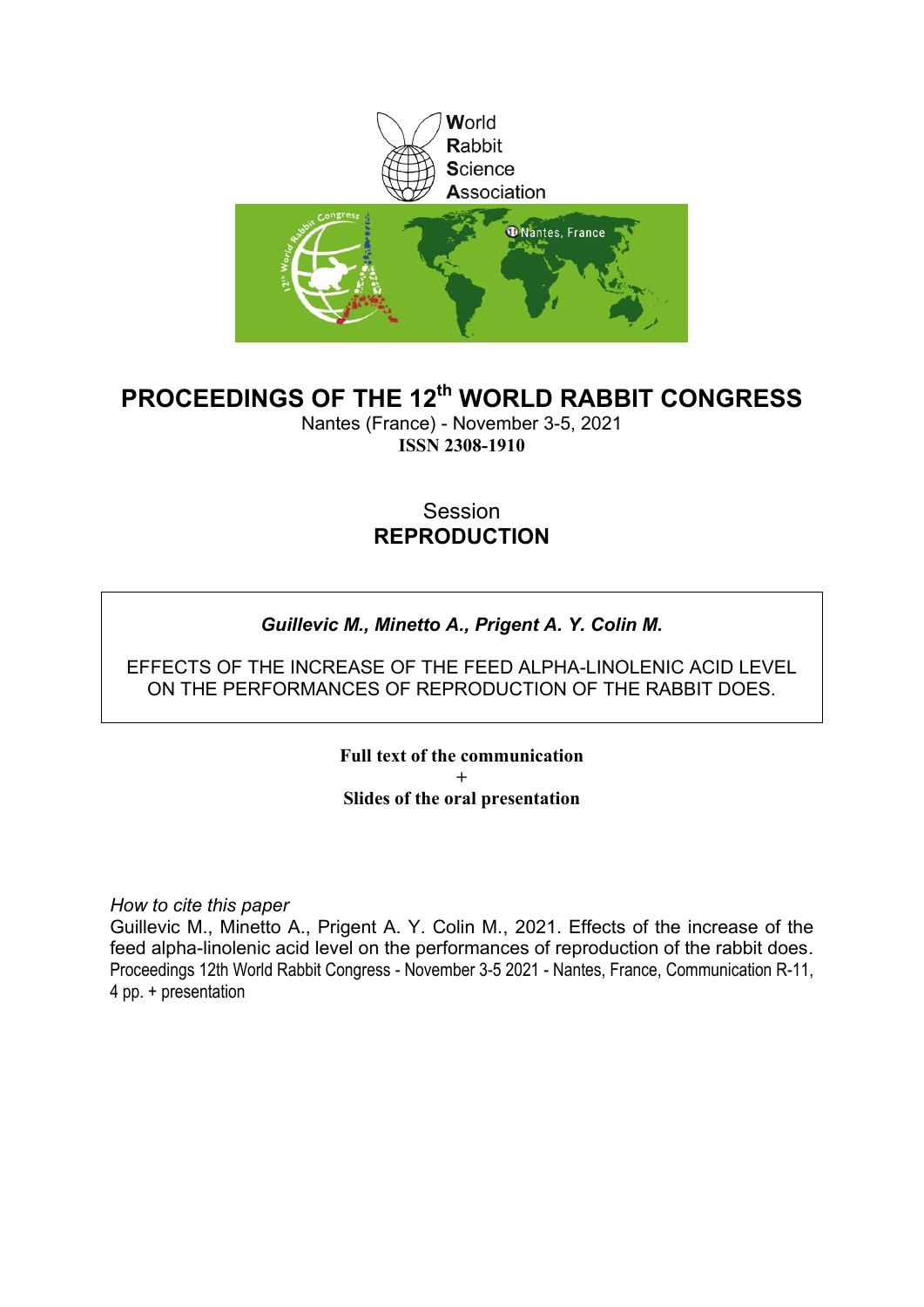World
Rabbit
Science
Association

# PROCEEDINGS OF THE 12th WORLD RABBIT CONGRESS

Nantes (France) - November 3-5, 2021
**ISSN 2308-1910**

## Session
## REPRODUCTION

***Guillevic M., Minetto A., Prigent A. Y. Colin M.***

EFFECTS OF THE INCREASE OF THE FEED ALPHA-LINOLENIC ACID LEVEL ON THE PERFORMANCES OF REPRODUCTION OF THE RABBIT DOES.

**Full text of the communication**
**+**
**Slides of the oral presentation**

*How to cite this paper*
Guillevic M., Minetto A., Prigent A. Y. Colin M., 2021. Effects of the increase of the feed alpha-linolenic acid level on the performances of reproduction of the rabbit does. Proceedings 12th World Rabbit Congress - November 3-5 2021 - Nantes, France, Communication R-11, 4 pp. + presentation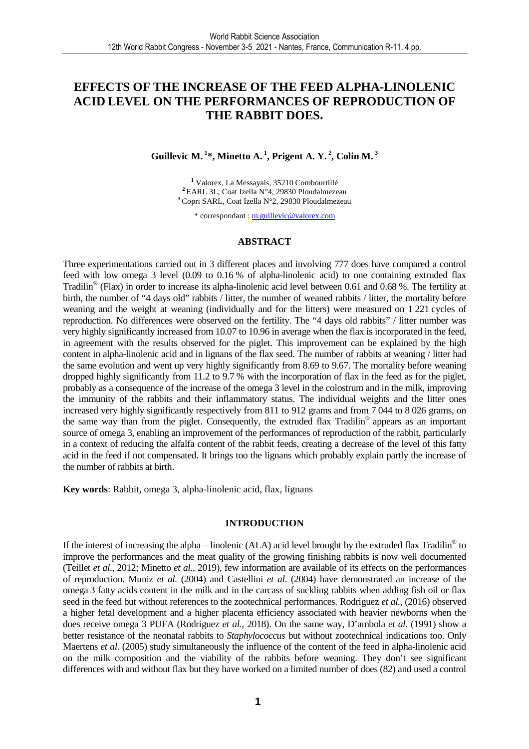# EFFECTS OF THE INCREASE OF THE FEED ALPHA-LINOLENIC ACID LEVEL ON THE PERFORMANCES OF REPRODUCTION OF THE RABBIT DOES.

**Guillevic M.[1]*, Minetto A.[1], Prigent A. Y.[2], Colin M.[3]**

[1] Valorex, La Messayais, 35210 Combourtillé
[2] EARL 3L, Coat Izella N°4, 29830 Ploudalmezeau
[3] Copri SARL, Coat Izella N°2, 29830 Ploudalmezeau

* correspondant : m.guillevic@valorex.com

## ABSTRACT

Three experimentations carried out in 3 different places and involving 777 does have compared a control feed with low omega 3 level (0.09 to 0.16 % of alpha-linolenic acid) to one containing extruded flax Tradilin® (Flax) in order to increase its alpha-linolenic acid level between 0.61 and 0.68 %. The fertility at birth, the number of "4 days old" rabbits / litter, the number of weaned rabbits / litter, the mortality before weaning and the weight at weaning (individually and for the litters) were measured on 1 221 cycles of reproduction. No differences were observed on the fertility. The "4 days old rabbits" / litter number was very highly significantly increased from 10.07 to 10.96 in average when the flax is incorporated in the feed, in agreement with the results observed for the piglet. This improvement can be explained by the high content in alpha-linolenic acid and in lignans of the flax seed. The number of rabbits at weaning / litter had the same evolution and went up very highly significantly from 8.69 to 9.67. The mortality before weaning dropped highly significantly from 11.2 to 9.7 % with the incorporation of flax in the feed as for the piglet, probably as a consequence of the increase of the omega 3 level in the colostrum and in the milk, improving the immunity of the rabbits and their inflammatory status. The individual weights and the litter ones increased very highly significantly respectively from 811 to 912 grams and from 7 044 to 8 026 grams, on the same way than from the piglet. Consequently, the extruded flax Tradilin® appears as an important source of omega 3, enabling an improvement of the performances of reproduction of the rabbit, particularly in a context of reducing the alfalfa content of the rabbit feeds, creating a decrease of the level of this fatty acid in the feed if not compensated. It brings too the lignans which probably explain partly the increase of the number of rabbits at birth.

**Key words**: Rabbit, omega 3, alpha-linolenic acid, flax, lignans

## INTRODUCTION

If the interest of increasing the alpha – linolenic (ALA) acid level brought by the extruded flax Tradilin® to improve the performances and the meat quality of the growing finishing rabbits is now well documented (Teillet *et al*., 2012; Minetto *et al*., 2019), few information are available of its effects on the performances of reproduction. Muniz *et al.* (2004) and Castellini *et al*. (2004) have demonstrated an increase of the omega 3 fatty acids content in the milk and in the carcass of suckling rabbits when adding fish oil or flax seed in the feed but without references to the zootechnical performances. Rodriguez *et al.*, (2016) observed a higher fetal development and a higher placenta efficiency associated with heavier newborns when the does receive omega 3 PUFA (Rodriguez *et al.,* 2018). On the same way, D'ambola *et al.* (1991) show a better resistance of the neonatal rabbits to *Staphylococcus* but without zootechnical indications too. Only Maertens *et al.* (2005) study simultaneously the influence of the content of the feed in alpha-linolenic acid on the milk composition and the viability of the rabbits before weaning. They don't see significant differences with and without flax but they have worked on a limited number of does (82) and used a control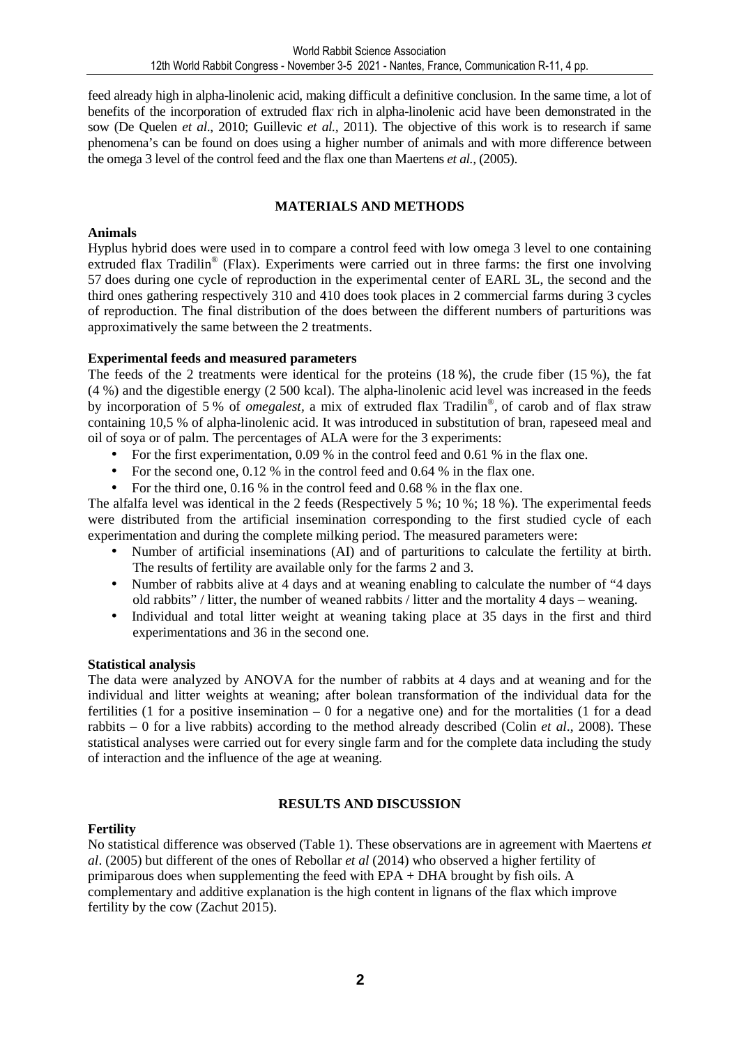feed already high in alpha-linolenic acid, making difficult a definitive conclusion. In the same time, a lot of benefits of the incorporation of extruded flax rich in alpha-linolenic acid have been demonstrated in the sow (De Quelen *et al.*, 2010; Guillevic *et al.*, 2011). The objective of this work is to research if same phenomena's can be found on does using a higher number of animals and with more difference between the omega 3 level of the control feed and the flax one than Maertens *et al.*, (2005).

## MATERIALS AND METHODS

### Animals

Hyplus hybrid does were used in to compare a control feed with low omega 3 level to one containing extruded flax Tradilin® (Flax). Experiments were carried out in three farms: the first one involving 57 does during one cycle of reproduction in the experimental center of EARL 3L, the second and the third ones gathering respectively 310 and 410 does took places in 2 commercial farms during 3 cycles of reproduction. The final distribution of the does between the different numbers of parturitions was approximatively the same between the 2 treatments.

### Experimental feeds and measured parameters

The feeds of the 2 treatments were identical for the proteins (18 %), the crude fiber (15 %), the fat (4 %) and the digestible energy (2 500 kcal). The alpha-linolenic acid level was increased in the feeds by incorporation of 5 % of *omegalest*, a mix of extruded flax Tradilin®, of carob and of flax straw containing 10,5 % of alpha-linolenic acid. It was introduced in substitution of bran, rapeseed meal and oil of soya or of palm. The percentages of ALA were for the 3 experiments:

- For the first experimentation, 0.09 % in the control feed and 0.61 % in the flax one.
- For the second one, 0.12 % in the control feed and 0.64 % in the flax one.
- For the third one, 0.16 % in the control feed and 0.68 % in the flax one.

The alfalfa level was identical in the 2 feeds (Respectively 5 %; 10 %; 18 %). The experimental feeds were distributed from the artificial insemination corresponding to the first studied cycle of each experimentation and during the complete milking period. The measured parameters were:

- Number of artificial inseminations (AI) and of parturitions to calculate the fertility at birth. The results of fertility are available only for the farms 2 and 3.
- Number of rabbits alive at 4 days and at weaning enabling to calculate the number of "4 days old rabbits" / litter, the number of weaned rabbits / litter and the mortality 4 days – weaning.
- Individual and total litter weight at weaning taking place at 35 days in the first and third experimentations and 36 in the second one.

### Statistical analysis

The data were analyzed by ANOVA for the number of rabbits at 4 days and at weaning and for the individual and litter weights at weaning; after bolean transformation of the individual data for the fertilities (1 for a positive insemination – 0 for a negative one) and for the mortalities (1 for a dead rabbits – 0 for a live rabbits) according to the method already described (Colin *et al*., 2008). These statistical analyses were carried out for every single farm and for the complete data including the study of interaction and the influence of the age at weaning.

## RESULTS AND DISCUSSION

### Fertility

No statistical difference was observed (Table 1). These observations are in agreement with Maertens *et al*. (2005) but different of the ones of Rebollar *et al* (2014) who observed a higher fertility of primiparous does when supplementing the feed with EPA + DHA brought by fish oils. A complementary and additive explanation is the high content in lignans of the flax which improve fertility by the cow (Zachut 2015).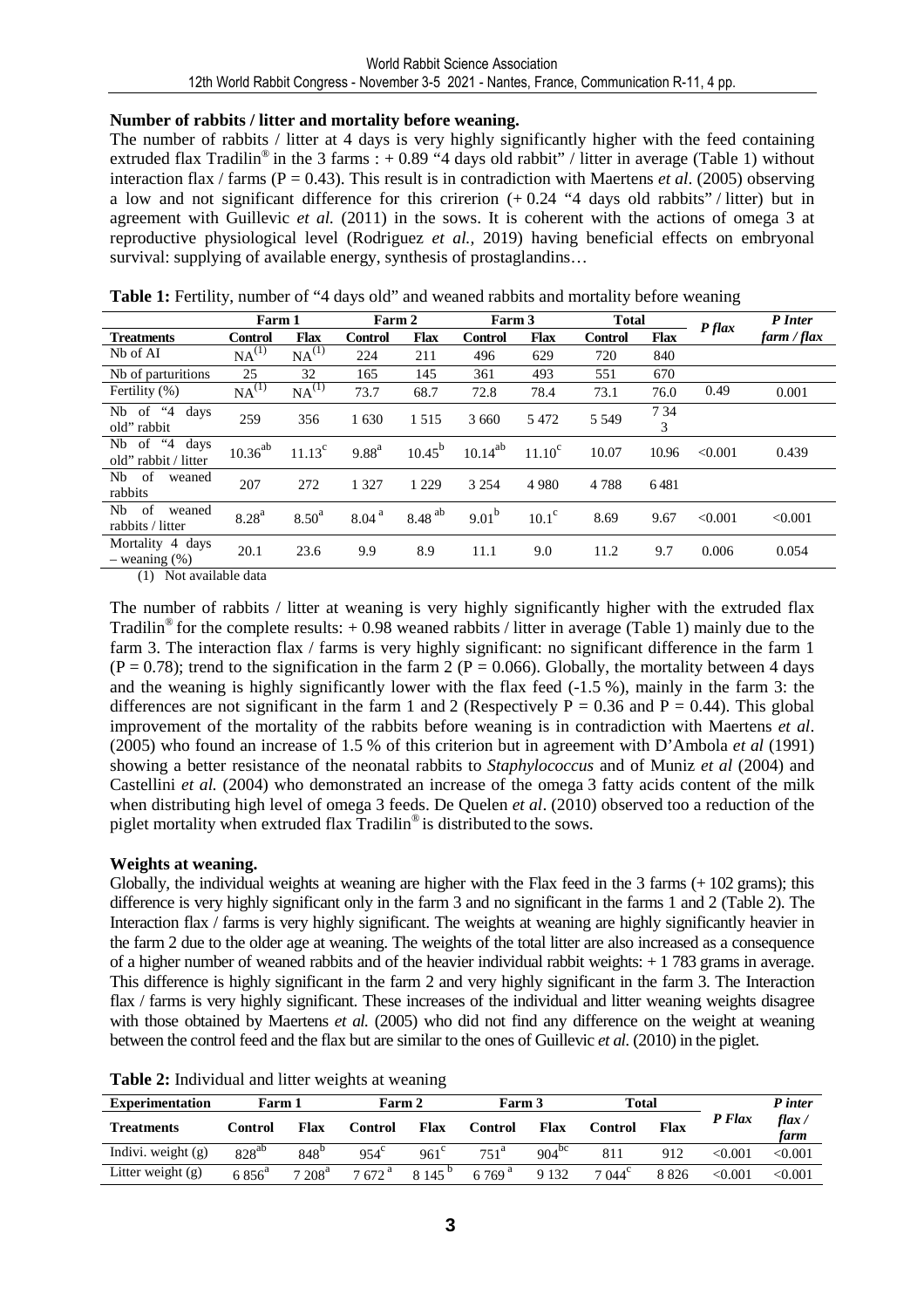**Number of rabbits / litter and mortality before weaning.**

The number of rabbits / litter at 4 days is very highly significantly higher with the feed containing extruded flax Tradilin® in the 3 farms : + 0.89 "4 days old rabbit" / litter in average (Table 1) without interaction flax / farms (P = 0.43). This result is in contradiction with Maertens *et al*. (2005) observing a low and not significant difference for this crirerion (+ 0.24 "4 days old rabbits" / litter) but in agreement with Guillevic *et al.* (2011) in the sows. It is coherent with the actions of omega 3 at reproductive physiological level (Rodriguez *et al.*, 2019) having beneficial effects on embryonal survival: supplying of available energy, synthesis of prostaglandins…

**Table 1:** Fertility, number of "4 days old" and weaned rabbits and mortality before weaning

| | Farm 1 | | Farm 2 | | Farm 3 | | Total | | *P flax* | *P Inter farm / flax* |
|---|---|---|---|---|---|---|---|---|---|---|
| **Treatments** | **Control** | **Flax** | **Control** | **Flax** | **Control** | **Flax** | **Control** | **Flax** | | |
| Nb of AI | NA[(1)] | NA[(1)] | 224 | 211 | 496 | 629 | 720 | 840 | | |
| Nb of parturitions | 25 | 32 | 165 | 145 | 361 | 493 | 551 | 670 | | |
| Fertility (%) | NA[(1)] | NA[(1)] | 73.7 | 68.7 | 72.8 | 78.4 | 73.1 | 76.0 | 0.49 | 0.001 |
| Nb of "4 days old" rabbit | 259 | 356 | 1 630 | 1 515 | 3 660 | 5 472 | 5 549 | 7 343 | | |
| Nb of "4 days old" rabbit / litter | $10.36^{ab}$ | $11.13^{c}$ | $9.88^{a}$ | $10.45^{b}$ | $10.14^{ab}$ | $11.10^{c}$ | 10.07 | 10.96 | <0.001 | 0.439 |
| Nb of weaned rabbits | 207 | 272 | 1 327 | 1 229 | 3 254 | 4 980 | 4 788 | 6 481 | | |
| Nb of weaned rabbits / litter | $8.28^{a}$ | $8.50^{a}$ | $8.04^{a}$ | $8.48^{ab}$ | $9.01^{b}$ | $10.1^{c}$ | 8.69 | 9.67 | <0.001 | <0.001 |
| Mortality 4 days – weaning (%) | 20.1 | 23.6 | 9.9 | 8.9 | 11.1 | 9.0 | 11.2 | 9.7 | 0.006 | 0.054 |

(1) Not available data

The number of rabbits / litter at weaning is very highly significantly higher with the extruded flax Tradilin® for the complete results: + 0.98 weaned rabbits / litter in average (Table 1) mainly due to the farm 3. The interaction flax / farms is very highly significant: no significant difference in the farm 1 (P = 0.78); trend to the signification in the farm 2 (P = 0.066). Globally, the mortality between 4 days and the weaning is highly significantly lower with the flax feed (-1.5 %), mainly in the farm 3: the differences are not significant in the farm 1 and 2 (Respectively P = 0.36 and P = 0.44). This global improvement of the mortality of the rabbits before weaning is in contradiction with Maertens *et al*. (2005) who found an increase of 1.5 % of this criterion but in agreement with D'Ambola *et al* (1991) showing a better resistance of the neonatal rabbits to *Staphylococcus* and of Muniz *et al* (2004) and Castellini *et al.* (2004) who demonstrated an increase of the omega 3 fatty acids content of the milk when distributing high level of omega 3 feeds. De Quelen *et al*. (2010) observed too a reduction of the piglet mortality when extruded flax Tradilin® is distributed to the sows.

**Weights at weaning.**

Globally, the individual weights at weaning are higher with the Flax feed in the 3 farms (+ 102 grams); this difference is very highly significant only in the farm 3 and no significant in the farms 1 and 2 (Table 2). The Interaction flax / farms is very highly significant. The weights at weaning are highly significantly heavier in the farm 2 due to the older age at weaning. The weights of the total litter are also increased as a consequence of a higher number of weaned rabbits and of the heavier individual rabbit weights: + 1 783 grams in average. This difference is highly significant in the farm 2 and very highly significant in the farm 3. The Interaction flax / farms is very highly significant. These increases of the individual and litter weaning weights disagree with those obtained by Maertens *et al.* (2005) who did not find any difference on the weight at weaning between the control feed and the flax but are similar to the ones of Guillevic *et al.* (2010) in the piglet.

**Table 2:** Individual and litter weights at weaning

| **Experimentation** | **Farm 1** | | **Farm 2** | | **Farm 3** | | **Total** | | | *P inter* |
|---|---|---|---|---|---|---|---|---|---|---|
| **Treatments** | **Control** | **Flax** | **Control** | **Flax** | **Control** | **Flax** | **Control** | **Flax** | *P Flax* | *flax / farm* |
| Indivi. weight (g) | $828^{ab}$ | $848^{b}$ | $954^{c}$ | $961^{c}$ | $751^{a}$ | $904^{bc}$ | 811 | 912 | <0.001 | <0.001 |
| Litter weight (g) | $6\,856^{a}$ | $7\,208^{a}$ | $7\,672^{a}$ | $8\,145^{b}$ | $6\,769^{a}$ | 9 132 | $7\,044^{c}$ | 8 826 | <0.001 | <0.001 |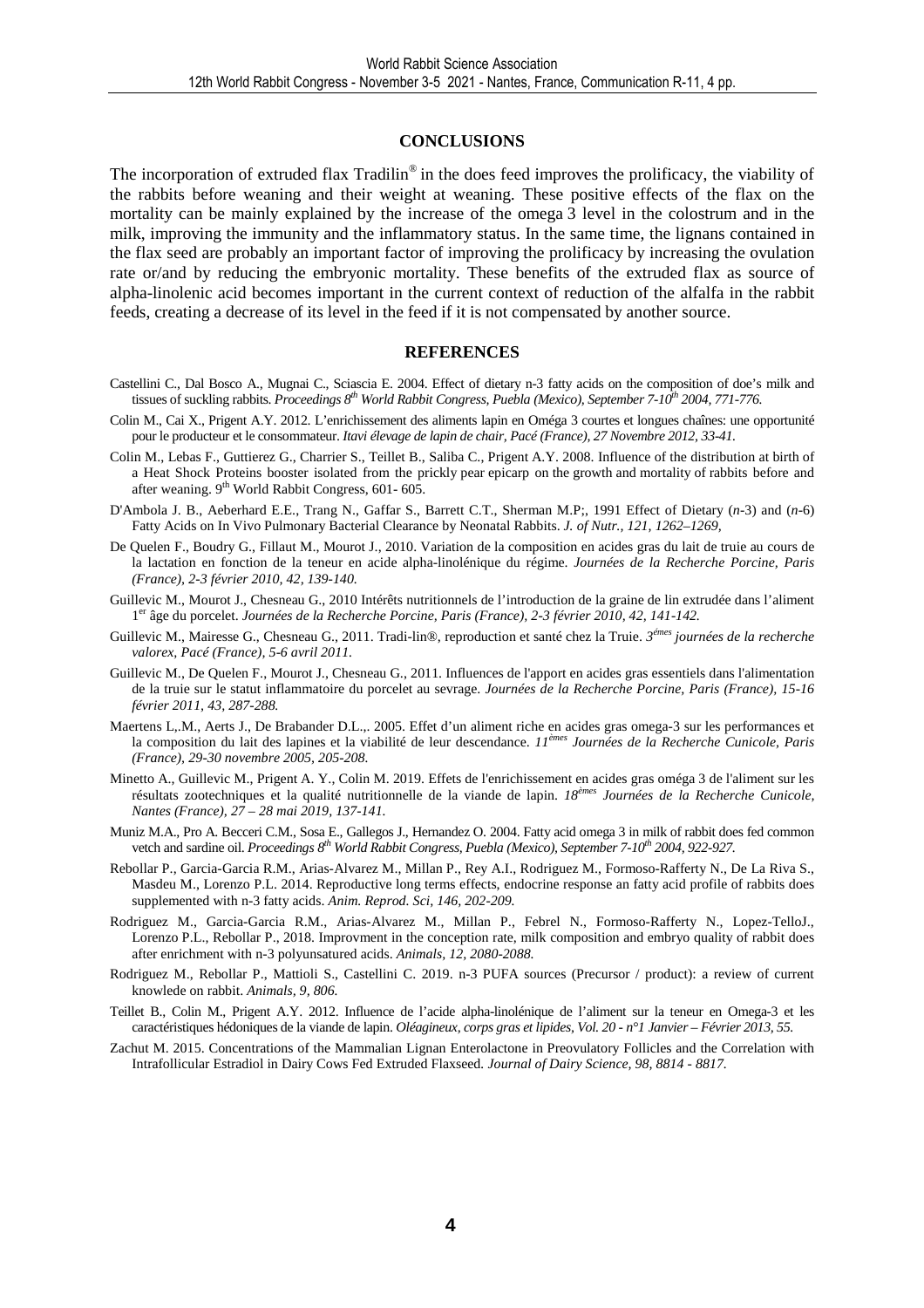## CONCLUSIONS

The incorporation of extruded flax Tradilin® in the does feed improves the prolificacy, the viability of the rabbits before weaning and their weight at weaning. These positive effects of the flax on the mortality can be mainly explained by the increase of the omega 3 level in the colostrum and in the milk, improving the immunity and the inflammatory status. In the same time, the lignans contained in the flax seed are probably an important factor of improving the prolificacy by increasing the ovulation rate or/and by reducing the embryonic mortality. These benefits of the extruded flax as source of alpha-linolenic acid becomes important in the current context of reduction of the alfalfa in the rabbit feeds, creating a decrease of its level in the feed if it is not compensated by another source.

## REFERENCES

Castellini C., Dal Bosco A., Mugnai C., Sciascia E. 2004. Effect of dietary n-3 fatty acids on the composition of doe's milk and tissues of suckling rabbits. *Proceedings 8th World Rabbit Congress, Puebla (Mexico), September 7-10th 2004, 771-776.*

Colin M., Cai X., Prigent A.Y. 2012. L'enrichissement des aliments lapin en Oméga 3 courtes et longues chaînes: une opportunité pour le producteur et le consommateur. *Itavi élevage de lapin de chair, Pacé (France), 27 Novembre 2012, 33-41.*

Colin M., Lebas F., Guttierez G., Charrier S., Teillet B., Saliba C., Prigent A.Y. 2008. Influence of the distribution at birth of a Heat Shock Proteins booster isolated from the prickly pear epicarp on the growth and mortality of rabbits before and after weaning. 9th World Rabbit Congress, 601- 605.

D'Ambola J. B., Aeberhard E.E., Trang N., Gaffar S., Barrett C.T., Sherman M.P;, 1991 Effect of Dietary (*n*-3) and (*n*-6) Fatty Acids on In Vivo Pulmonary Bacterial Clearance by Neonatal Rabbits. *J. of Nutr., 121, 1262–1269,*

De Quelen F., Boudry G., Fillaut M., Mourot J., 2010. Variation de la composition en acides gras du lait de truie au cours de la lactation en fonction de la teneur en acide alpha-linolénique du régime. *Journées de la Recherche Porcine, Paris (France), 2-3 février 2010, 42, 139-140.*

Guillevic M., Mourot J., Chesneau G., 2010 Intérêts nutritionnels de l'introduction de la graine de lin extrudée dans l'aliment 1er âge du porcelet. *Journées de la Recherche Porcine, Paris (France), 2-3 février 2010, 42, 141-142.*

Guillevic M., Mairesse G., Chesneau G., 2011. Tradi-lin®, reproduction et santé chez la Truie. *3émes journées de la recherche valorex, Pacé (France), 5-6 avril 2011.*

Guillevic M., De Quelen F., Mourot J., Chesneau G., 2011. Influences de l'apport en acides gras essentiels dans l'alimentation de la truie sur le statut inflammatoire du porcelet au sevrage. *Journées de la Recherche Porcine, Paris (France), 15-16 février 2011, 43, 287-288.*

Maertens L,.M., Aerts J., De Brabander D.L.,. 2005. Effet d'un aliment riche en acides gras omega-3 sur les performances et la composition du lait des lapines et la viabilité de leur descendance. *11èmes Journées de la Recherche Cunicole, Paris (France), 29-30 novembre 2005, 205-208.*

Minetto A., Guillevic M., Prigent A. Y., Colin M. 2019. Effets de l'enrichissement en acides gras oméga 3 de l'aliment sur les résultats zootechniques et la qualité nutritionnelle de la viande de lapin. *18èmes Journées de la Recherche Cunicole, Nantes (France), 27 – 28 mai 2019, 137-141.*

Muniz M.A., Pro A. Becceri C.M., Sosa E., Gallegos J., Hernandez O. 2004. Fatty acid omega 3 in milk of rabbit does fed common vetch and sardine oil. *Proceedings 8th World Rabbit Congress, Puebla (Mexico), September 7-10th 2004, 922-927.*

Rebollar P., Garcia-Garcia R.M., Arias-Alvarez M., Millan P., Rey A.I., Rodriguez M., Formoso-Rafferty N., De La Riva S., Masdeu M., Lorenzo P.L. 2014. Reproductive long terms effects, endocrine response an fatty acid profile of rabbits does supplemented with n-3 fatty acids. *Anim. Reprod. Sci, 146, 202-209.*

Rodriguez M., Garcia-Garcia R.M., Arias-Alvarez M., Millan P., Febrel N., Formoso-Rafferty N., Lopez-TelloJ., Lorenzo P.L., Rebollar P., 2018. Improvment in the conception rate, milk composition and embryo quality of rabbit does after enrichment with n-3 polyunsatured acids. *Animals, 12, 2080-2088.*

Rodriguez M., Rebollar P., Mattioli S., Castellini C. 2019. n-3 PUFA sources (Precursor / product): a review of current knowlede on rabbit. *Animals, 9, 806.*

Teillet B., Colin M., Prigent A.Y. 2012. Influence de l'acide alpha-linolénique de l'aliment sur la teneur en Omega-3 et les caractéristiques hédoniques de la viande de lapin. *Oléagineux, corps gras et lipides, Vol. 20 - n°1 Janvier – Février 2013, 55.*

Zachut M. 2015. Concentrations of the Mammalian Lignan Enterolactone in Preovulatory Follicles and the Correlation with Intrafollicular Estradiol in Dairy Cows Fed Extruded Flaxseed. *Journal of Dairy Science, 98, 8814 - 8817.*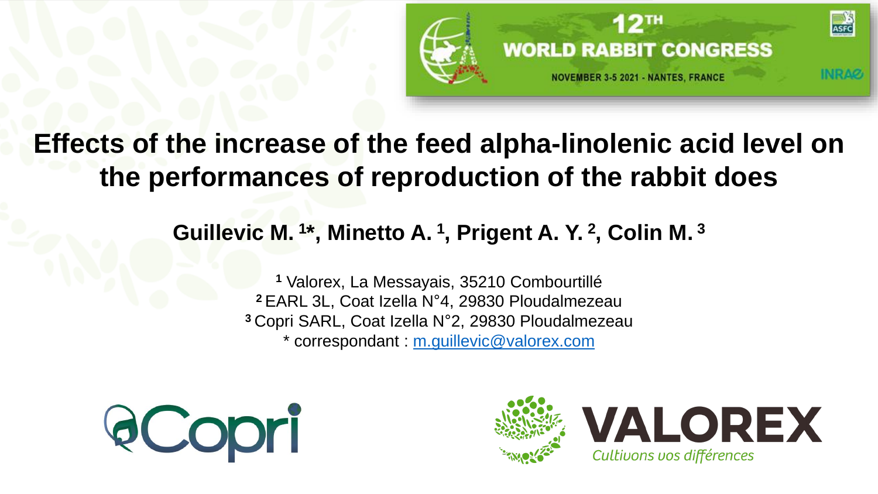# Effects of the increase of the feed alpha-linolenic acid level on the performances of reproduction of the rabbit does

**Guillevic M. [1*], Minetto A. [1], Prigent A. Y. [2], Colin M. [3]**

[1] Valorex, La Messayais, 35210 Combourtillé
[2] EARL 3L, Coat Izella N°4, 29830 Ploudalmezeau
[3] Copri SARL, Coat Izella N°2, 29830 Ploudalmezeau
* correspondant : m.guillevic@valorex.com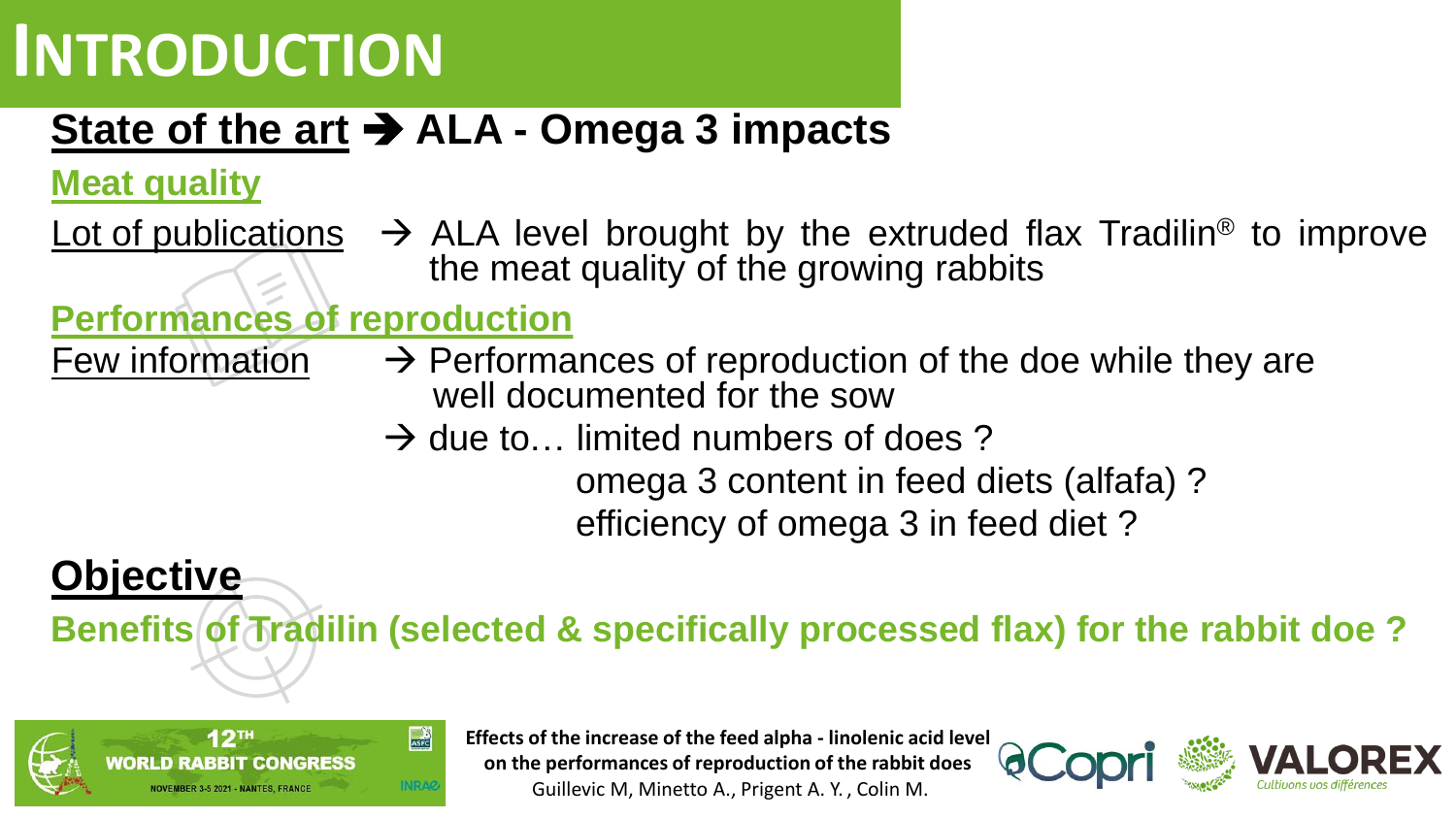# INTRODUCTION

## State of the art ➔ ALA - Omega 3 impacts

### Meat quality

Lot of publications → ALA level brought by the extruded flax Tradilin® to improve the meat quality of the growing rabbits

### Performances of reproduction

Few information → Performances of reproduction of the doe while they are well documented for the sow

→ due to… limited numbers of does ?
omega 3 content in feed diets (alfafa) ?
efficiency of omega 3 in feed diet ?

## Objective

**Benefits of Tradilin (selected & specifically processed flax) for the rabbit doe ?**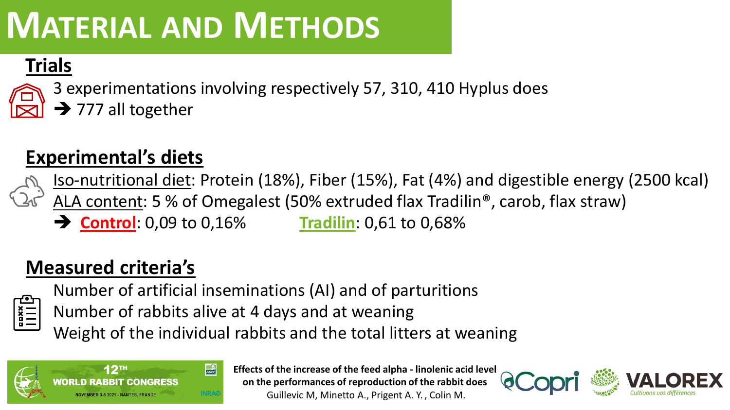# Material and Methods

## Trials

3 experimentations involving respectively 57, 310, 410 Hyplus does

➔ 777 all together

## Experimental's diets

Iso-nutritional diet: Protein (18%), Fiber (15%), Fat (4%) and digestible energy (2500 kcal)

ALA content: 5 % of Omegalest (50% extruded flax Tradilin®, carob, flax straw)

➔ **Control**: 0,09 to 0,16% **Tradilin**: 0,61 to 0,68%

## Measured criteria's

Number of artificial inseminations (AI) and of parturitions

Number of rabbits alive at 4 days and at weaning

Weight of the individual rabbits and the total litters at weaning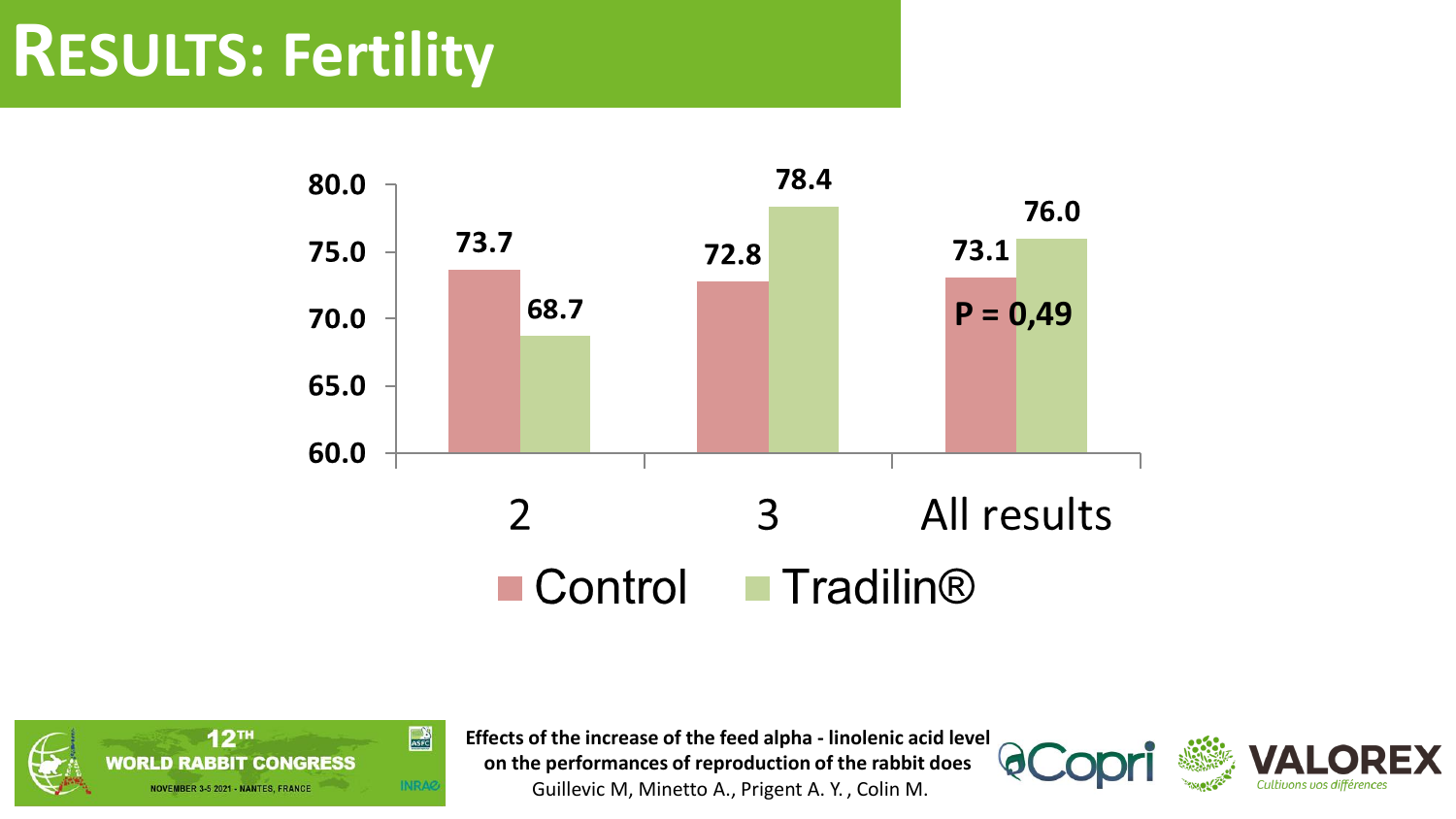# RESULTS: Fertility

| | 2 | 3 | All results |
|---|---|---|---|
| Control | 73.7 | 72.8 | 73.1 |
| Tradilin® | 68.7 | 78.4 | 76.0 |

P = 0,49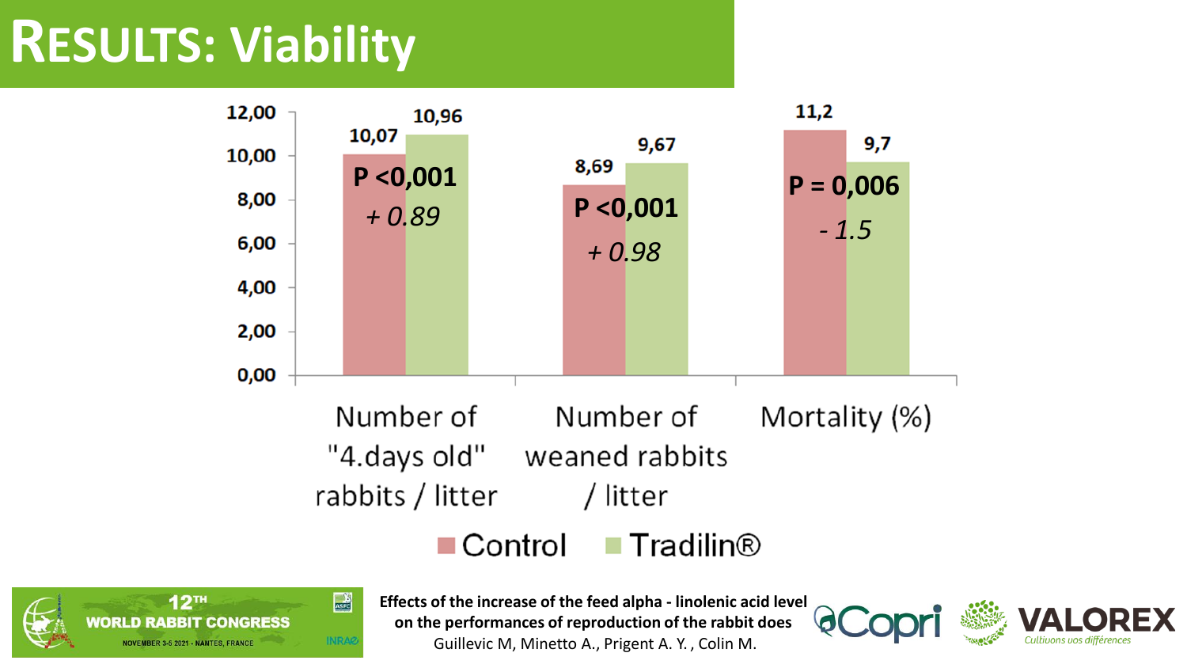# RESULTS: Viability

| | Number of "4.days old" rabbits / litter | Number of weaned rabbits / litter | Mortality (%) |
|---|---|---|---|
| Control | 10,07 | 8,69 | 11,2 |
| Tradilin® | 10,96 | 9,67 | 9,7 |
| Difference | *+ 0.89* | *+ 0.98* | *- 1.5* |
| P | **P <0,001** | **P <0,001** | **P = 0,006** |

**Effects of the increase of the feed alpha - linolenic acid level on the performances of reproduction of the rabbit does**
Guillevic M, Minetto A., Prigent A. Y. , Colin M.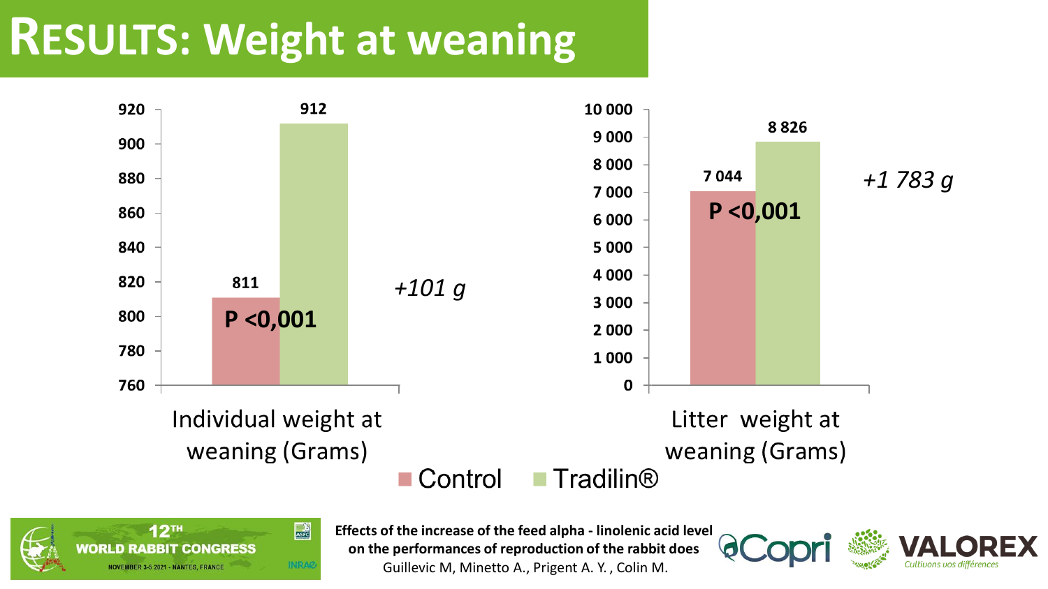# RESULTS: Weight at weaning

| | Control | Tradilin® | Difference | P |
|---|---|---|---|---|
| Individual weight at weaning (Grams) | 811 | 912 | *+101 g* | P <0,001 |
| Litter weight at weaning (Grams) | 7 044 | 8 826 | *+1 783 g* | P <0,001 |

**Effects of the increase of the feed alpha - linolenic acid level on the performances of reproduction of the rabbit does**
Guillevic M, Minetto A., Prigent A. Y. , Colin M.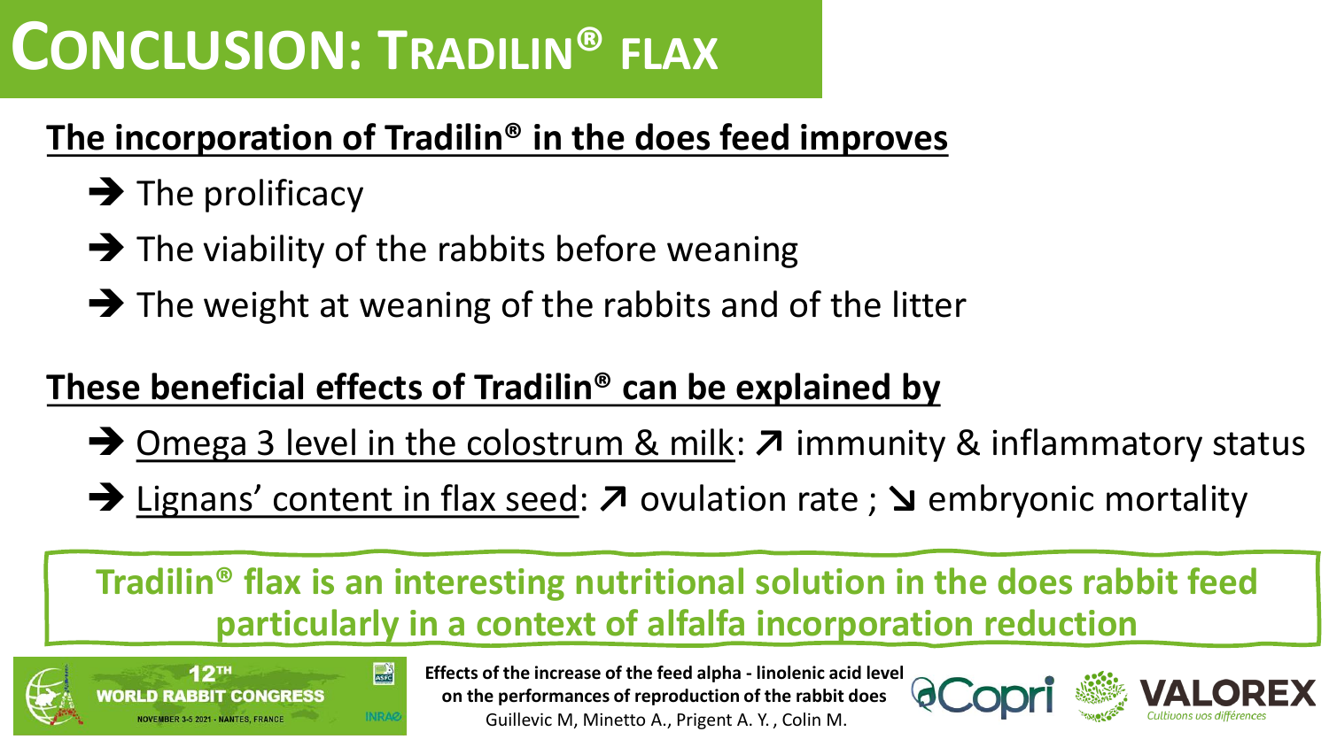# Conclusion: Tradilin® flax

**The incorporation of Tradilin® in the does feed improves**

- ➔ The prolificacy
- ➔ The viability of the rabbits before weaning
- ➔ The weight at weaning of the rabbits and of the litter

**These beneficial effects of Tradilin® can be explained by**

- ➔ Omega 3 level in the colostrum & milk: ↗ immunity & inflammatory status
- ➔ Lignans' content in flax seed: ↗ ovulation rate ; ↘ embryonic mortality

**Tradilin® flax is an interesting nutritional solution in the does rabbit feed particularly in a context of alfalfa incorporation reduction**

**Effects of the increase of the feed alpha - linolenic acid level on the performances of reproduction of the rabbit does**
Guillevic M, Minetto A., Prigent A. Y. , Colin M.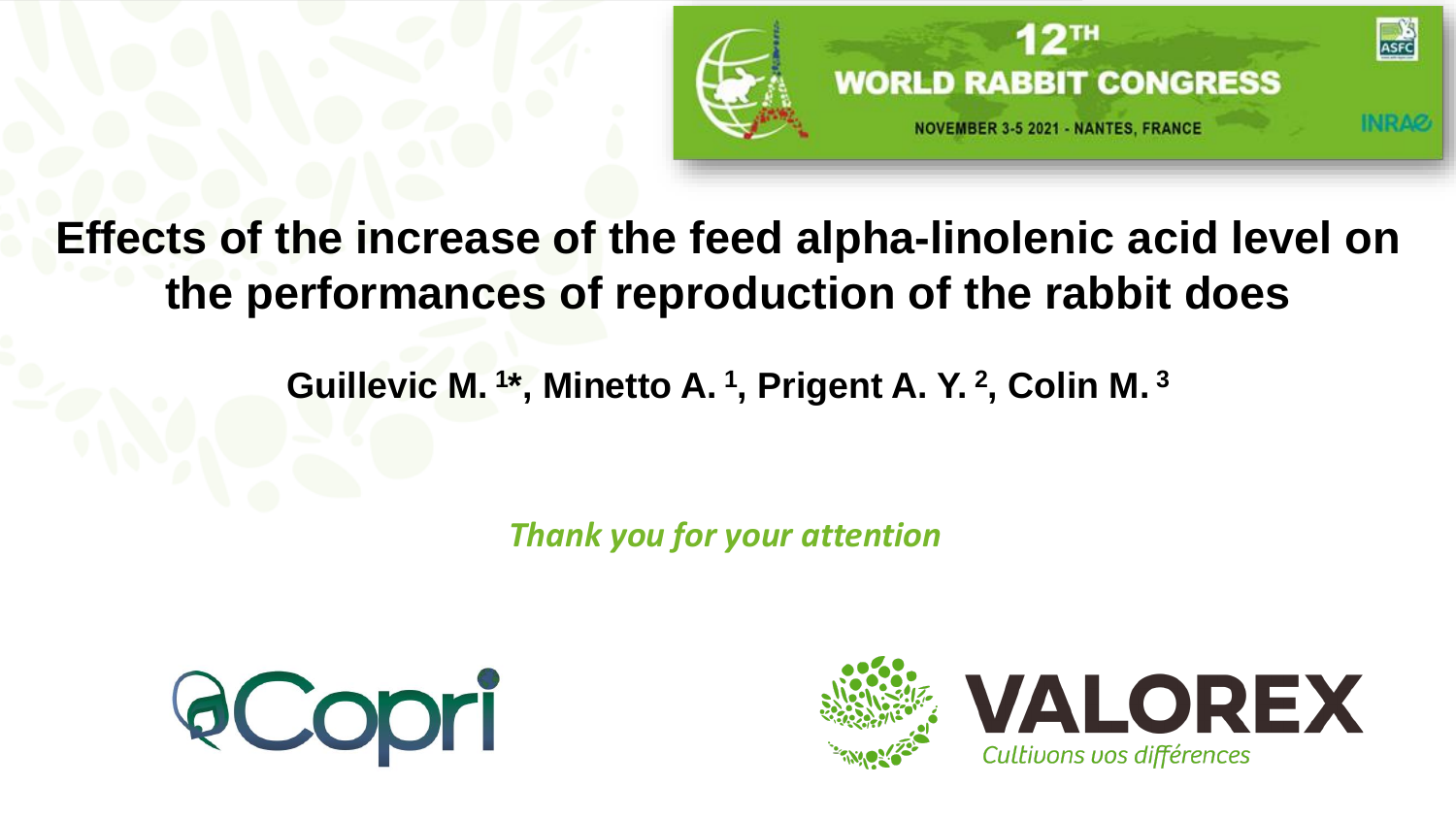12TH WORLD RABBIT CONGRESS

NOVEMBER 3-5 2021 - NANTES, FRANCE

# Effects of the increase of the feed alpha-linolenic acid level on the performances of reproduction of the rabbit does

**Guillevic M.** [1*]**, Minetto A.** [1]**, Prigent A. Y.** [2]**, Colin M.** [3]

*Thank you for your attention*

Copri

VALOREX

*Cultivons vos différences*